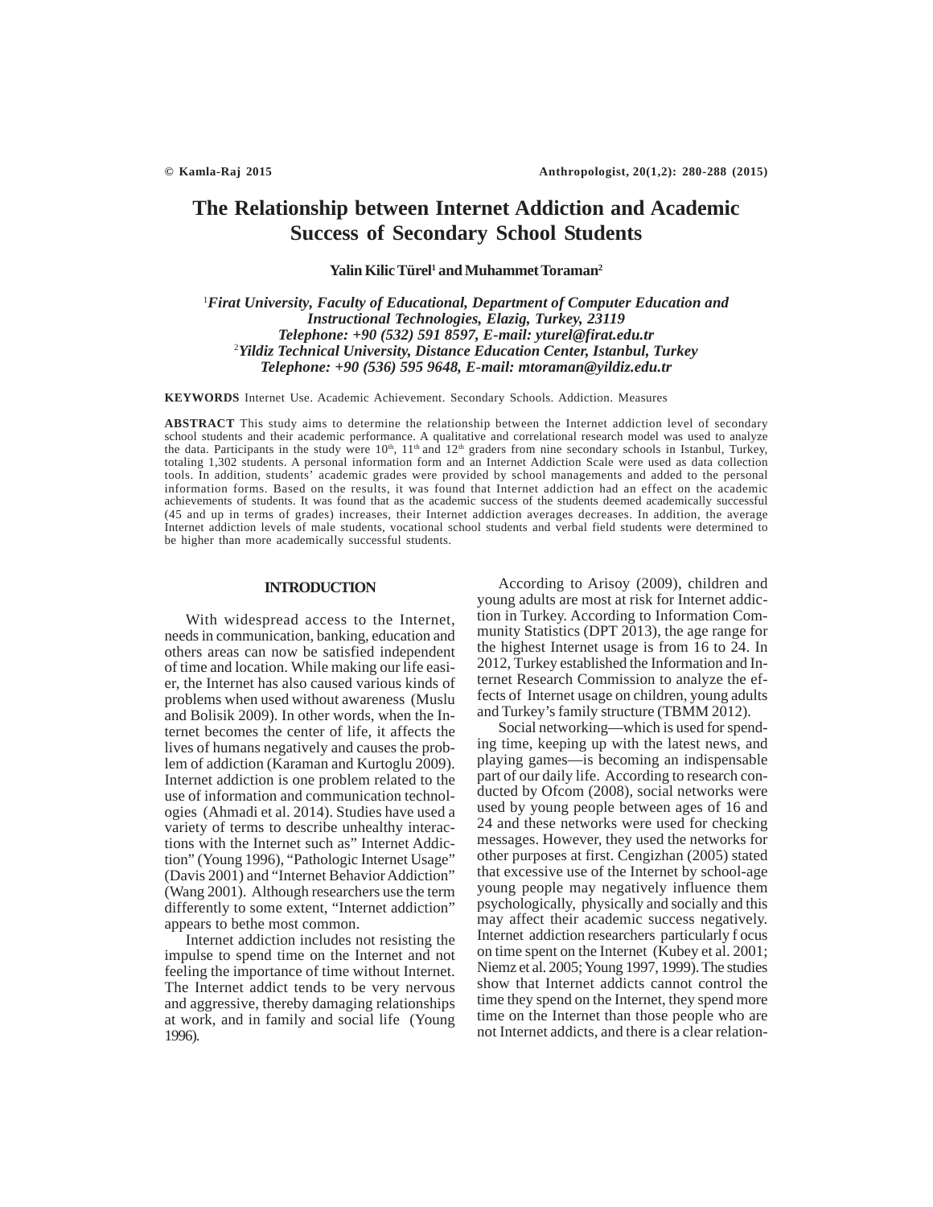# The Relationship between Internet Addiction and Academic Success of Secondary School Students

**Yalin Kilic Türel[1] and Muhammet Toraman[2]**

[1]*Firat University, Faculty of Educational, Department of Computer Education and Instructional Technologies, Elazig, Turkey, 23119*
*Telephone: +90 (532) 591 8597, E-mail: yturel@firat.edu.tr*
[2]*Yildiz Technical University, Distance Education Center, Istanbul, Turkey*
*Telephone: +90 (536) 595 9648, E-mail: mtoraman@yildiz.edu.tr*

**KEYWORDS** Internet Use. Academic Achievement. Secondary Schools. Addiction. Measures

**ABSTRACT** This study aims to determine the relationship between the Internet addiction level of secondary school students and their academic performance. A qualitative and correlational research model was used to analyze the data. Participants in the study were 10th, 11th and 12th graders from nine secondary schools in Istanbul, Turkey, totaling 1,302 students. A personal information form and an Internet Addiction Scale were used as data collection tools. In addition, students' academic grades were provided by school managements and added to the personal information forms. Based on the results, it was found that Internet addiction had an effect on the academic achievements of students. It was found that as the academic success of the students deemed academically successful (45 and up in terms of grades) increases, their Internet addiction averages decreases. In addition, the average Internet addiction levels of male students, vocational school students and verbal field students were determined to be higher than more academically successful students.

## INTRODUCTION

With widespread access to the Internet, needs in communication, banking, education and others areas can now be satisfied independent of time and location. While making our life easier, the Internet has also caused various kinds of problems when used without awareness (Muslu and Bolisik 2009). In other words, when the Internet becomes the center of life, it affects the lives of humans negatively and causes the problem of addiction (Karaman and Kurtoglu 2009). Internet addiction is one problem related to the use of information and communication technologies (Ahmadi et al. 2014). Studies have used a variety of terms to describe unhealthy interactions with the Internet such as" Internet Addiction" (Young 1996), "Pathologic Internet Usage" (Davis 2001) and "Internet Behavior Addiction" (Wang 2001). Although researchers use the term differently to some extent, "Internet addiction" appears to bethe most common.

Internet addiction includes not resisting the impulse to spend time on the Internet and not feeling the importance of time without Internet. The Internet addict tends to be very nervous and aggressive, thereby damaging relationships at work, and in family and social life (Young 1996).

According to Arisoy (2009), children and young adults are most at risk for Internet addiction in Turkey. According to Information Community Statistics (DPT 2013), the age range for the highest Internet usage is from 16 to 24. In 2012, Turkey established the Information and Internet Research Commission to analyze the effects of Internet usage on children, young adults and Turkey's family structure (TBMM 2012).

Social networking—which is used for spending time, keeping up with the latest news, and playing games—is becoming an indispensable part of our daily life. According to research conducted by Ofcom (2008), social networks were used by young people between ages of 16 and 24 and these networks were used for checking messages. However, they used the networks for other purposes at first. Cengizhan (2005) stated that excessive use of the Internet by school-age young people may negatively influence them psychologically, physically and socially and this may affect their academic success negatively. Internet addiction researchers particularly f ocus on time spent on the Internet (Kubey et al. 2001; Niemz et al. 2005; Young 1997, 1999). The studies show that Internet addicts cannot control the time they spend on the Internet, they spend more time on the Internet than those people who are not Internet addicts, and there is a clear relation-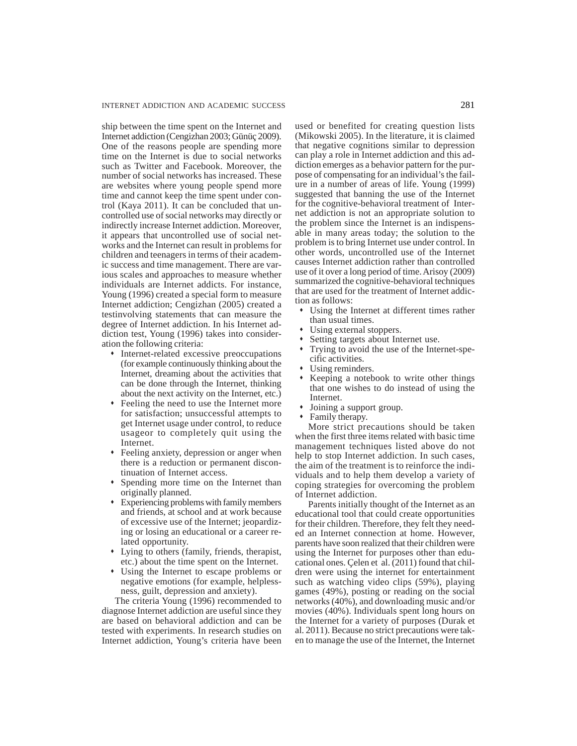ship between the time spent on the Internet and Internet addiction (Cengizhan 2003; Günüç 2009). One of the reasons people are spending more time on the Internet is due to social networks such as Twitter and Facebook. Moreover, the number of social networks has increased. These are websites where young people spend more time and cannot keep the time spent under control (Kaya 2011). It can be concluded that uncontrolled use of social networks may directly or indirectly increase Internet addiction. Moreover, it appears that uncontrolled use of social networks and the Internet can result in problems for children and teenagers in terms of their academic success and time management. There are various scales and approaches to measure whether individuals are Internet addicts. For instance, Young (1996) created a special form to measure Internet addiction; Cengizhan (2005) created a testinvolving statements that can measure the degree of Internet addiction. In his Internet addiction test, Young (1996) takes into consideration the following criteria:

- Internet-related excessive preoccupations (for example continuously thinking about the Internet, dreaming about the activities that can be done through the Internet, thinking about the next activity on the Internet, etc.)
- Feeling the need to use the Internet more for satisfaction; unsuccessful attempts to get Internet usage under control, to reduce usageor to completely quit using the Internet.
- Feeling anxiety, depression or anger when there is a reduction or permanent discontinuation of Internet access.
- Spending more time on the Internet than originally planned.
- Experiencing problems with family members and friends, at school and at work because of excessive use of the Internet; jeopardizing or losing an educational or a career related opportunity.
- Lying to others (family, friends, therapist, etc.) about the time spent on the Internet.
- Using the Internet to escape problems or negative emotions (for example, helplessness, guilt, depression and anxiety).

The criteria Young (1996) recommended to diagnose Internet addiction are useful since they are based on behavioral addiction and can be tested with experiments. In research studies on Internet addiction, Young's criteria have been used or benefited for creating question lists (Mikowski 2005). In the literature, it is claimed that negative cognitions similar to depression can play a role in Internet addiction and this addiction emerges as a behavior pattern for the purpose of compensating for an individual's the failure in a number of areas of life. Young (1999) suggested that banning the use of the Internet for the cognitive-behavioral treatment of Internet addiction is not an appropriate solution to the problem since the Internet is an indispensable in many areas today; the solution to the problem is to bring Internet use under control. In other words, uncontrolled use of the Internet causes Internet addiction rather than controlled use of it over a long period of time. Arisoy (2009) summarized the cognitive-behavioral techniques that are used for the treatment of Internet addiction as follows:

- Using the Internet at different times rather than usual times.
- Using external stoppers.
- Setting targets about Internet use.
- Trying to avoid the use of the Internet-specific activities.
- Using reminders.
- Keeping a notebook to write other things that one wishes to do instead of using the Internet.
- Joining a support group.
- Family therapy.

More strict precautions should be taken when the first three items related with basic time management techniques listed above do not help to stop Internet addiction. In such cases, the aim of the treatment is to reinforce the individuals and to help them develop a variety of coping strategies for overcoming the problem of Internet addiction.

Parents initially thought of the Internet as an educational tool that could create opportunities for their children. Therefore, they felt they needed an Internet connection at home. However, parents have soon realized that their children were using the Internet for purposes other than educational ones. Çelen et al. (2011) found that children were using the internet for entertainment such as watching video clips (59%), playing games (49%), posting or reading on the social networks (40%), and downloading music and/or movies (40%). Individuals spent long hours on the Internet for a variety of purposes (Durak et al. 2011). Because no strict precautions were taken to manage the use of the Internet, the Internet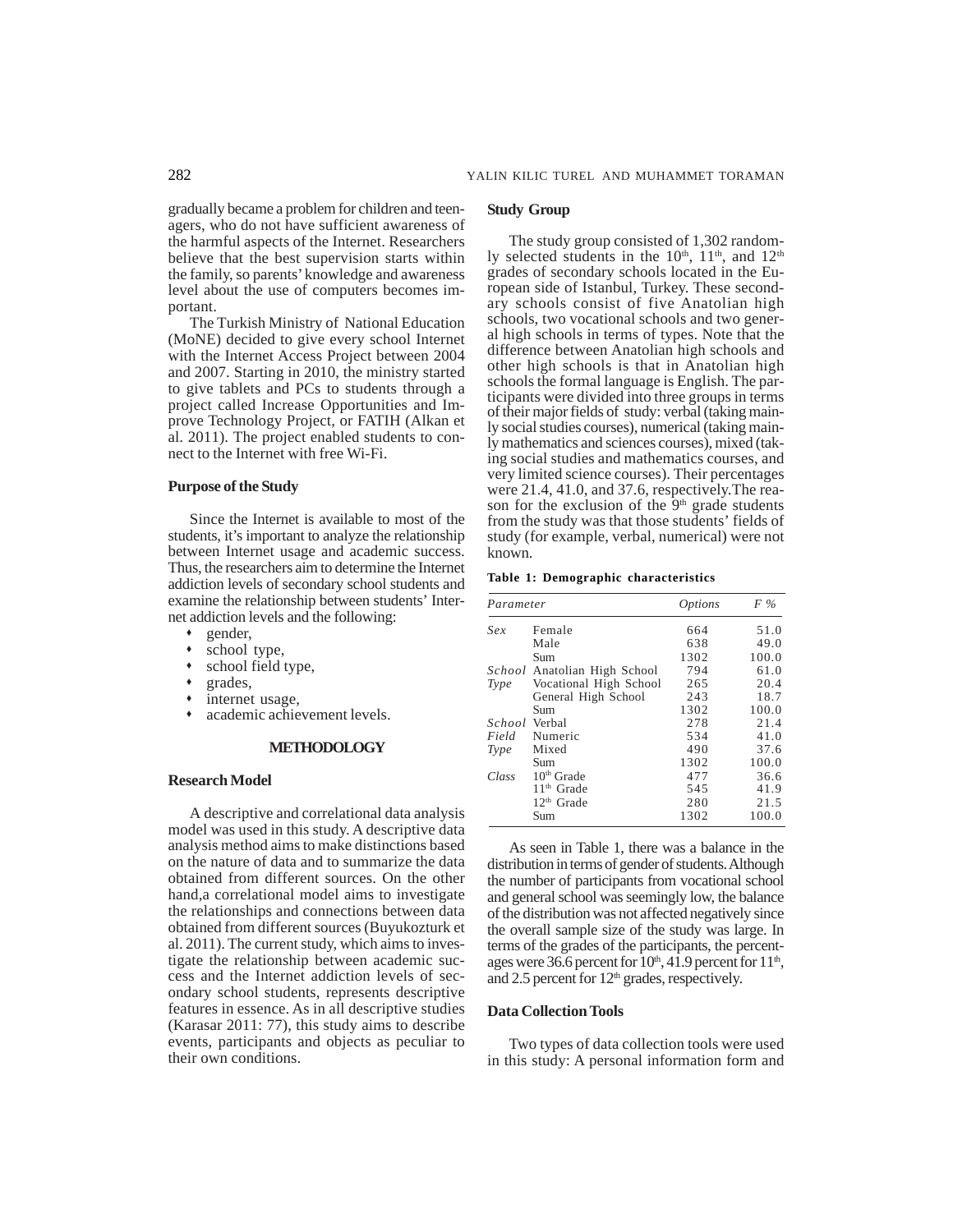gradually became a problem for children and teenagers, who do not have sufficient awareness of the harmful aspects of the Internet. Researchers believe that the best supervision starts within the family, so parents' knowledge and awareness level about the use of computers becomes important.

The Turkish Ministry of National Education (MoNE) decided to give every school Internet with the Internet Access Project between 2004 and 2007. Starting in 2010, the ministry started to give tablets and PCs to students through a project called Increase Opportunities and Improve Technology Project, or FATIH (Alkan et al. 2011). The project enabled students to connect to the Internet with free Wi-Fi.

### Purpose of the Study

Since the Internet is available to most of the students, it's important to analyze the relationship between Internet usage and academic success. Thus, the researchers aim to determine the Internet addiction levels of secondary school students and examine the relationship between students' Internet addiction levels and the following:

- gender,
- school type,
- school field type,
- grades,
- internet usage,
- academic achievement levels.

## METHODOLOGY

### Research Model

A descriptive and correlational data analysis model was used in this study. A descriptive data analysis method aims to make distinctions based on the nature of data and to summarize the data obtained from different sources. On the other hand,a correlational model aims to investigate the relationships and connections between data obtained from different sources (Buyukozturk et al. 2011). The current study, which aims to investigate the relationship between academic success and the Internet addiction levels of secondary school students, represents descriptive features in essence. As in all descriptive studies (Karasar 2011: 77), this study aims to describe events, participants and objects as peculiar to their own conditions.

### Study Group

The study group consisted of 1,302 randomly selected students in the 10th, 11th, and 12th grades of secondary schools located in the European side of Istanbul, Turkey. These secondary schools consist of five Anatolian high schools, two vocational schools and two general high schools in terms of types. Note that the difference between Anatolian high schools and other high schools is that in Anatolian high schools the formal language is English. The participants were divided into three groups in terms of their major fields of study: verbal (taking mainly social studies courses), numerical (taking mainly mathematics and sciences courses), mixed (taking social studies and mathematics courses, and very limited science courses). Their percentages were 21.4, 41.0, and 37.6, respectively.The reason for the exclusion of the 9th grade students from the study was that those students' fields of study (for example, verbal, numerical) were not known.

**Table 1: Demographic characteristics**

| *Parameter* | | *Options* | *F %* |
|---|---|---|---|
| *Sex* | Female | 664 | 51.0 |
| | Male | 638 | 49.0 |
| | Sum | 1302 | 100.0 |
| *School Type* | Anatolian High School | 794 | 61.0 |
| | Vocational High School | 265 | 20.4 |
| | General High School | 243 | 18.7 |
| | Sum | 1302 | 100.0 |
| *School Field Type* | Verbal | 278 | 21.4 |
| | Numeric | 534 | 41.0 |
| | Mixed | 490 | 37.6 |
| | Sum | 1302 | 100.0 |
| *Class* | 10th Grade | 477 | 36.6 |
| | 11th Grade | 545 | 41.9 |
| | 12th Grade | 280 | 21.5 |
| | Sum | 1302 | 100.0 |

As seen in Table 1, there was a balance in the distribution in terms of gender of students. Although the number of participants from vocational school and general school was seemingly low, the balance of the distribution was not affected negatively since the overall sample size of the study was large. In terms of the grades of the participants, the percentages were 36.6 percent for 10th, 41.9 percent for 11th, and 2.5 percent for 12th grades, respectively.

### Data Collection Tools

Two types of data collection tools were used in this study: A personal information form and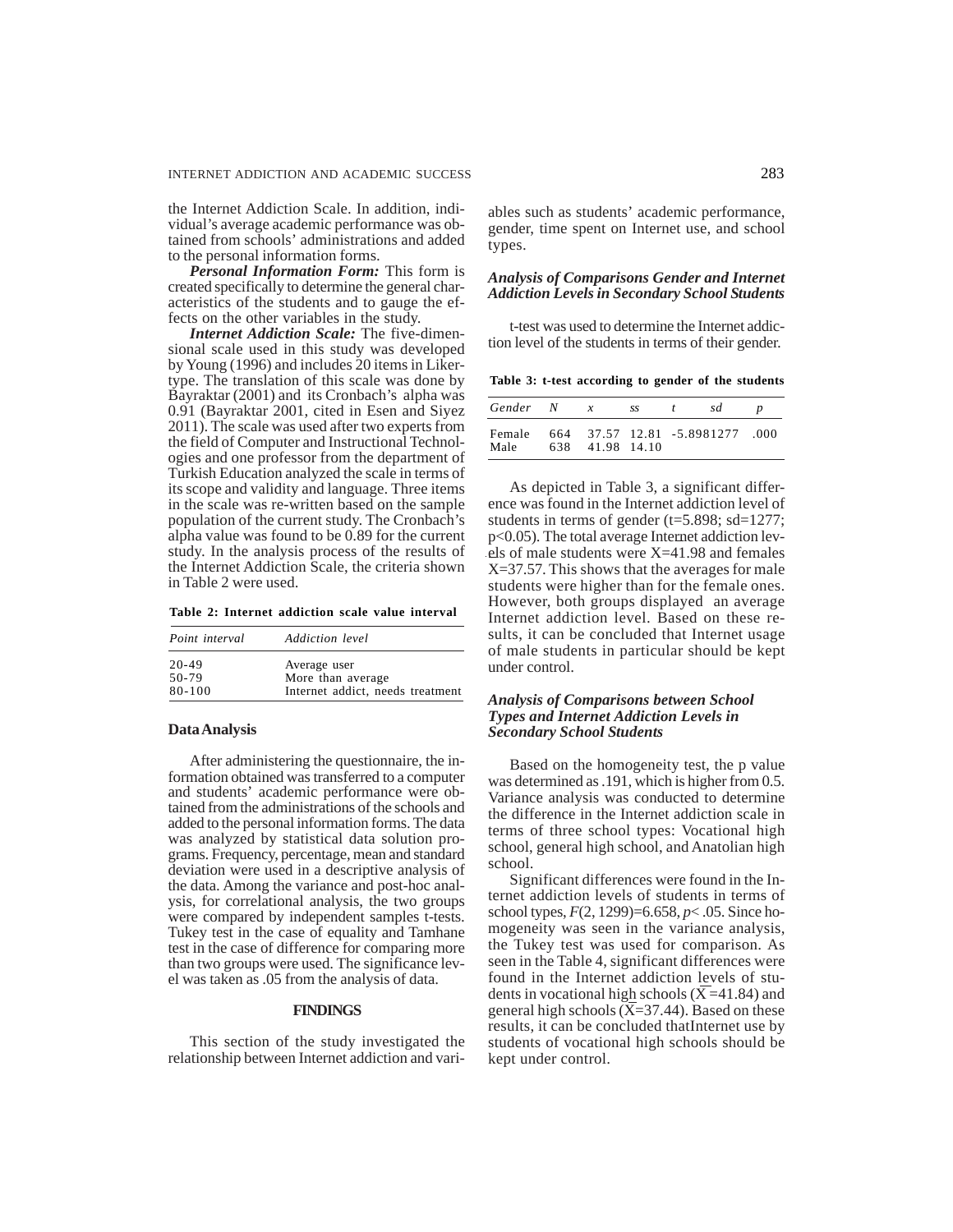the Internet Addiction Scale. In addition, individual's average academic performance was obtained from schools' administrations and added to the personal information forms.

***Personal Information Form:*** This form is created specifically to determine the general characteristics of the students and to gauge the effects on the other variables in the study.

***Internet Addiction Scale:*** The five-dimensional scale used in this study was developed by Young (1996) and includes 20 items in Likert-type. The translation of this scale was done by Bayraktar (2001) and its Cronbach's alpha was 0.91 (Bayraktar 2001, cited in Esen and Siyez 2011). The scale was used after two experts from the field of Computer and Instructional Technologies and one professor from the department of Turkish Education analyzed the scale in terms of its scope and validity and language. Three items in the scale was re-written based on the sample population of the current study. The Cronbach's alpha value was found to be 0.89 for the current study. In the analysis process of the results of the Internet Addiction Scale, the criteria shown in Table 2 were used.

**Table 2: Internet addiction scale value interval**

| *Point interval* | *Addiction level* |
|---|---|
| 20-49 | Average user |
| 50-79 | More than average |
| 80-100 | Internet addict, needs treatment |

### Data Analysis

After administering the questionnaire, the information obtained was transferred to a computer and students' academic performance were obtained from the administrations of the schools and added to the personal information forms. The data was analyzed by statistical data solution programs. Frequency, percentage, mean and standard deviation were used in a descriptive analysis of the data. Among the variance and post-hoc analysis, for correlational analysis, the two groups were compared by independent samples t-tests. Tukey test in the case of equality and Tamhane test in the case of difference for comparing more than two groups were used. The significance level was taken as .05 from the analysis of data.

## FINDINGS

This section of the study investigated the relationship between Internet addiction and variables such as students' academic performance, gender, time spent on Internet use, and school types.

### *Analysis of Comparisons Gender and Internet Addiction Levels in Secondary School Students*

t-test was used to determine the Internet addiction level of the students in terms of their gender.

**Table 3: t-test according to gender of the students**

| *Gender* | *N* | *x* | *ss* | *t* | *sd* | *p* |
|---|---|---|---|---|---|---|
| Female | 664 | 37.57 | 12.81 | -5.898 | 1277 | .000 |
| Male | 638 | 41.98 | 14.10 | | | |

As depicted in Table 3, a significant difference was found in the Internet addiction level of students in terms of gender (t=5.898; sd=1277; p<0.05). The total average Internet addiction levels of male students were X=41.98 and females X=37.57. This shows that the averages for male students were higher than for the female ones. However, both groups displayed an average Internet addiction level. Based on these results, it can be concluded that Internet usage of male students in particular should be kept under control.

### *Analysis of Comparisons between School Types and Internet Addiction Levels in Secondary School Students*

Based on the homogeneity test, the p value was determined as .191, which is higher from 0.5. Variance analysis was conducted to determine the difference in the Internet addiction scale in terms of three school types: Vocational high school, general high school, and Anatolian high school.

Significant differences were found in the Internet addiction levels of students in terms of school types, $F(2, 1299)=6.658$, $p<.05$. Since homogeneity was seen in the variance analysis, the Tukey test was used for comparison. As seen in the Table 4, significant differences were found in the Internet addiction levels of students in vocational high schools ($\overline{X}$=41.84) and general high schools ($\overline{X}$=37.44). Based on these results, it can be concluded thatInternet use by students of vocational high schools should be kept under control.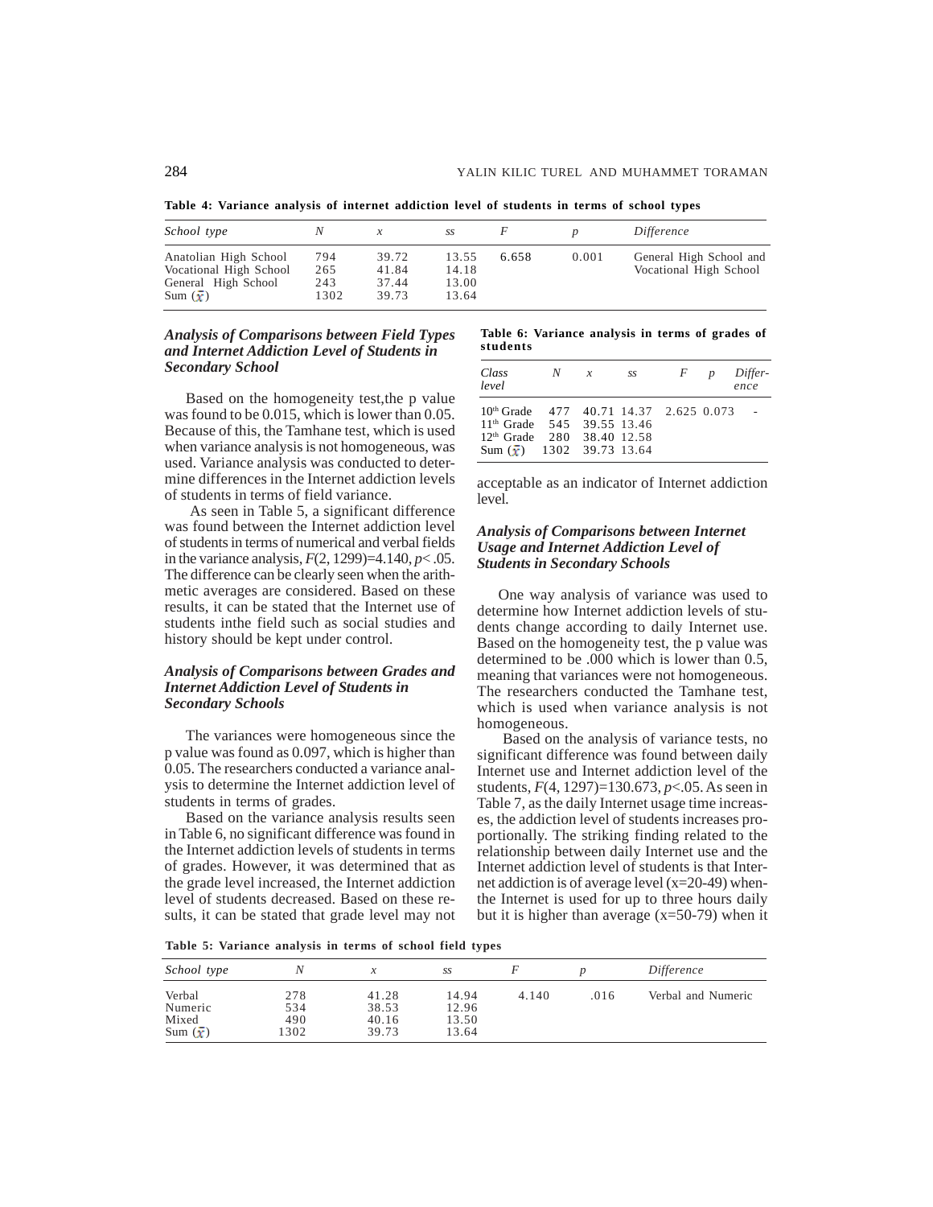**Table 4: Variance analysis of internet addiction level of students in terms of school types**

| *School type* | *N* | *x* | *ss* | *F* | *p* | *Difference* |
|---|---|---|---|---|---|---|
| Anatolian High School | 794 | 39.72 | 13.55 | 6.658 | 0.001 | General High School and Vocational High School |
| Vocational High School | 265 | 41.84 | 14.18 | | | |
| General High School | 243 | 37.44 | 13.00 | | | |
| Sum ($\bar{x}$) | 1302 | 39.73 | 13.64 | | | |

### *Analysis of Comparisons between Field Types and Internet Addiction Level of Students in Secondary School*

Based on the homogeneity test,the p value was found to be 0.015, which is lower than 0.05. Because of this, the Tamhane test, which is used when variance analysis is not homogeneous, was used. Variance analysis was conducted to determine differences in the Internet addiction levels of students in terms of field variance.

As seen in Table 5, a significant difference was found between the Internet addiction level of students in terms of numerical and verbal fields in the variance analysis, $F(2, 1299)=4.140, p<.05$. The difference can be clearly seen when the arithmetic averages are considered. Based on these results, it can be stated that the Internet use of students inthe field such as social studies and history should be kept under control.

### *Analysis of Comparisons between Grades and Internet Addiction Level of Students in Secondary Schools*

The variances were homogeneous since the p value was found as 0.097, which is higher than 0.05. The researchers conducted a variance analysis to determine the Internet addiction level of students in terms of grades.

Based on the variance analysis results seen in Table 6, no significant difference was found in the Internet addiction levels of students in terms of grades. However, it was determined that as the grade level increased, the Internet addiction level of students decreased. Based on these results, it can be stated that grade level may not acceptable as an indicator of Internet addiction level.

**Table 6: Variance analysis in terms of grades of students**

| *Class level* | *N* | *x* | *ss* | *F* | *p* | *Difference* |
|---|---|---|---|---|---|---|
| 10th Grade | 477 | 40.71 | 14.37 | 2.625 | 0.073 | - |
| 11th Grade | 545 | 39.55 | 13.46 | | | |
| 12th Grade | 280 | 38.40 | 12.58 | | | |
| Sum ($\bar{x}$) | 1302 | 39.73 | 13.64 | | | |

### *Analysis of Comparisons between Internet Usage and Internet Addiction Level of Students in Secondary Schools*

One way analysis of variance was used to determine how Internet addiction levels of students change according to daily Internet use. Based on the homogeneity test, the p value was determined to be .000 which is lower than 0.5, meaning that variances were not homogeneous. The researchers conducted the Tamhane test, which is used when variance analysis is not homogeneous.

Based on the analysis of variance tests, no significant difference was found between daily Internet use and Internet addiction level of the students, $F(4, 1297)=130.673, p<.05$. As seen in Table 7, as the daily Internet usage time increases, the addiction level of students increases proportionally. The striking finding related to the relationship between daily Internet use and the Internet addiction level of students is that Internet addiction is of average level (x=20-49) when the Internet is used for up to three hours daily but it is higher than average (x=50-79) when it

**Table 5: Variance analysis in terms of school field types**

| *School type* | *N* | *x* | *ss* | *F* | *p* | *Difference* |
|---|---|---|---|---|---|---|
| Verbal | 278 | 41.28 | 14.94 | 4.140 | .016 | Verbal and Numeric |
| Numeric | 534 | 38.53 | 12.96 | | | |
| Mixed | 490 | 40.16 | 13.50 | | | |
| Sum ($\bar{x}$) | 1302 | 39.73 | 13.64 | | | |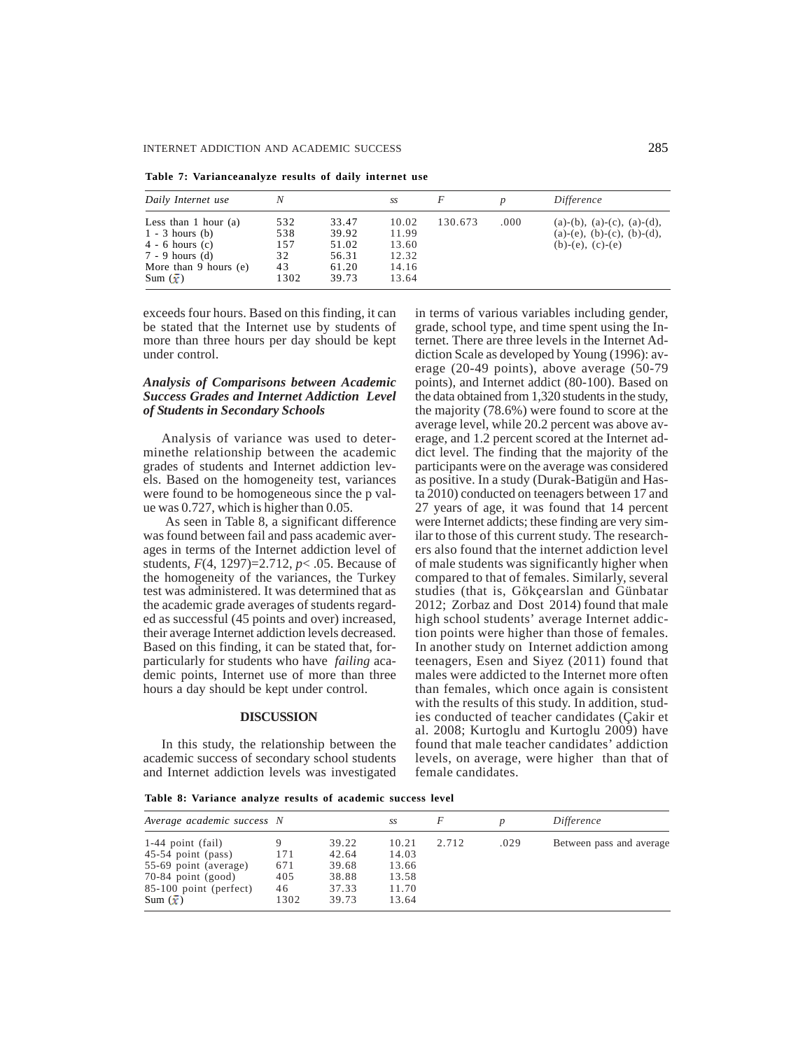**Table 7: Varianceanalyze results of daily internet use**

| *Daily Internet use* | *N* | $\bar{x}$ | *ss* | *F* | *p* | *Difference* |
|---|---|---|---|---|---|---|
| Less than 1 hour (a) | 532 | 33.47 | 10.02 | 130.673 | .000 | (a)-(b), (a)-(c), (a)-(d), (a)-(e), (b)-(c), (b)-(d), (b)-(e), (c)-(e) |
| 1 - 3 hours (b) | 538 | 39.92 | 11.99 | | | |
| 4 - 6 hours (c) | 157 | 51.02 | 13.60 | | | |
| 7 - 9 hours (d) | 32 | 56.31 | 12.32 | | | |
| More than 9 hours (e) | 43 | 61.20 | 14.16 | | | |
| Sum ($\bar{x}$) | 1302 | 39.73 | 13.64 | | | |

exceeds four hours. Based on this finding, it can be stated that the Internet use by students of more than three hours per day should be kept under control.

### *Analysis of Comparisons between Academic Success Grades and Internet Addiction Level of Students in Secondary Schools*

Analysis of variance was used to determinethe relationship between the academic grades of students and Internet addiction levels. Based on the homogeneity test, variances were found to be homogeneous since the p value was 0.727, which is higher than 0.05.

As seen in Table 8, a significant difference was found between fail and pass academic averages in terms of the Internet addiction level of students, $F(4, 1297)=2.712$, $p< .05$. Because of the homogeneity of the variances, the Turkey test was administered. It was determined that as the academic grade averages of students regarded as successful (45 points and over) increased, their average Internet addiction levels decreased. Based on this finding, it can be stated that, forparticularly for students who have *failing* academic points, Internet use of more than three hours a day should be kept under control.

## DISCUSSION

In this study, the relationship between the academic success of secondary school students and Internet addiction levels was investigated in terms of various variables including gender, grade, school type, and time spent using the Internet. There are three levels in the Internet Addiction Scale as developed by Young (1996): average (20-49 points), above average (50-79 points), and Internet addict (80-100). Based on the data obtained from 1,320 students in the study, the majority (78.6%) were found to score at the average level, while 20.2 percent was above average, and 1.2 percent scored at the Internet addict level. The finding that the majority of the participants were on the average was considered as positive. In a study (Durak-Batigün and Hasta 2010) conducted on teenagers between 17 and 27 years of age, it was found that 14 percent were Internet addicts; these finding are very similar to those of this current study. The researchers also found that the internet addiction level of male students was significantly higher when compared to that of females. Similarly, several studies (that is, Gökçearslan and Günbatar 2012; Zorbaz and Dost 2014) found that male high school students' average Internet addiction points were higher than those of females. In another study on Internet addiction among teenagers, Esen and Siyez (2011) found that males were addicted to the Internet more often than females, which once again is consistent with the results of this study. In addition, studies conducted of teacher candidates (Çakir et al. 2008; Kurtoglu and Kurtoglu 2009) have found that male teacher candidates' addiction levels, on average, were higher than that of female candidates.

**Table 8: Variance analyze results of academic success level**

| *Average academic success* | *N* | $\bar{x}$ | *ss* | *F* | *p* | *Difference* |
|---|---|---|---|---|---|---|
| 1-44 point (fail) | 9 | 39.22 | 10.21 | 2.712 | .029 | Between pass and average |
| 45-54 point (pass) | 171 | 42.64 | 14.03 | | | |
| 55-69 point (average) | 671 | 39.68 | 13.66 | | | |
| 70-84 point (good) | 405 | 38.88 | 13.58 | | | |
| 85-100 point (perfect) | 46 | 37.33 | 11.70 | | | |
| Sum ($\bar{x}$) | 1302 | 39.73 | 13.64 | | | |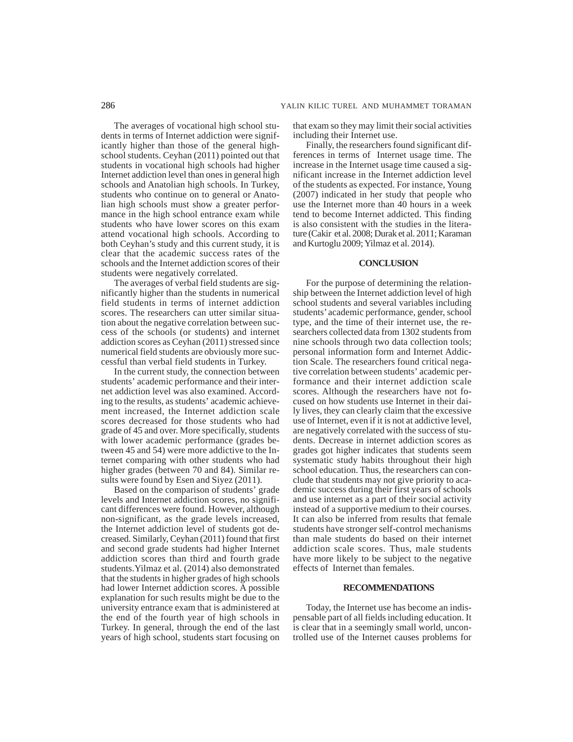The averages of vocational high school students in terms of Internet addiction were significantly higher than those of the general high-school students. Ceyhan (2011) pointed out that students in vocational high schools had higher Internet addiction level than ones in general high schools and Anatolian high schools. In Turkey, students who continue on to general or Anatolian high schools must show a greater performance in the high school entrance exam while students who have lower scores on this exam attend vocational high schools. According to both Ceyhan's study and this current study, it is clear that the academic success rates of the schools and the Internet addiction scores of their students were negatively correlated.

The averages of verbal field students are significantly higher than the students in numerical field students in terms of internet addiction scores. The researchers can utter similar situation about the negative correlation between success of the schools (or students) and internet addiction scores as Ceyhan (2011) stressed since numerical field students are obviously more successful than verbal field students in Turkey.

In the current study, the connection between students' academic performance and their internet addiction level was also examined. According to the results, as students' academic achievement increased, the Internet addiction scale scores decreased for those students who had grade of 45 and over. More specifically, students with lower academic performance (grades between 45 and 54) were more addictive to the Internet comparing with other students who had higher grades (between 70 and 84). Similar results were found by Esen and Siyez (2011).

Based on the comparison of students' grade levels and Internet addiction scores, no significant differences were found. However, although non-significant, as the grade levels increased, the Internet addiction level of students got decreased. Similarly, Ceyhan (2011) found that first and second grade students had higher Internet addiction scores than third and fourth grade students. Yilmaz et al. (2014) also demonstrated that the students in higher grades of high schools had lower Internet addiction scores. A possible explanation for such results might be due to the university entrance exam that is administered at the end of the fourth year of high schools in Turkey. In general, through the end of the last years of high school, students start focusing on that exam so they may limit their social activities including their Internet use.

Finally, the researchers found significant differences in terms of Internet usage time. The increase in the Internet usage time caused a significant increase in the Internet addiction level of the students as expected. For instance, Young (2007) indicated in her study that people who use the Internet more than 40 hours in a week tend to become Internet addicted. This finding is also consistent with the studies in the literature (Cakir et al. 2008; Durak et al. 2011; Karaman and Kurtoglu 2009; Yilmaz et al. 2014).

## CONCLUSION

For the purpose of determining the relationship between the Internet addiction level of high school students and several variables including students' academic performance, gender, school type, and the time of their internet use, the researchers collected data from 1302 students from nine schools through two data collection tools; personal information form and Internet Addiction Scale. The researchers found critical negative correlation between students' academic performance and their internet addiction scale scores. Although the researchers have not focused on how students use Internet in their daily lives, they can clearly claim that the excessive use of Internet, even if it is not at addictive level, are negatively correlated with the success of students. Decrease in internet addiction scores as grades got higher indicates that students seem systematic study habits throughout their high school education. Thus, the researchers can conclude that students may not give priority to academic success during their first years of schools and use internet as a part of their social activity instead of a supportive medium to their courses. It can also be inferred from results that female students have stronger self-control mechanisms than male students do based on their internet addiction scale scores. Thus, male students have more likely to be subject to the negative effects of Internet than females.

## RECOMMENDATIONS

Today, the Internet use has become an indispensable part of all fields including education. It is clear that in a seemingly small world, uncontrolled use of the Internet causes problems for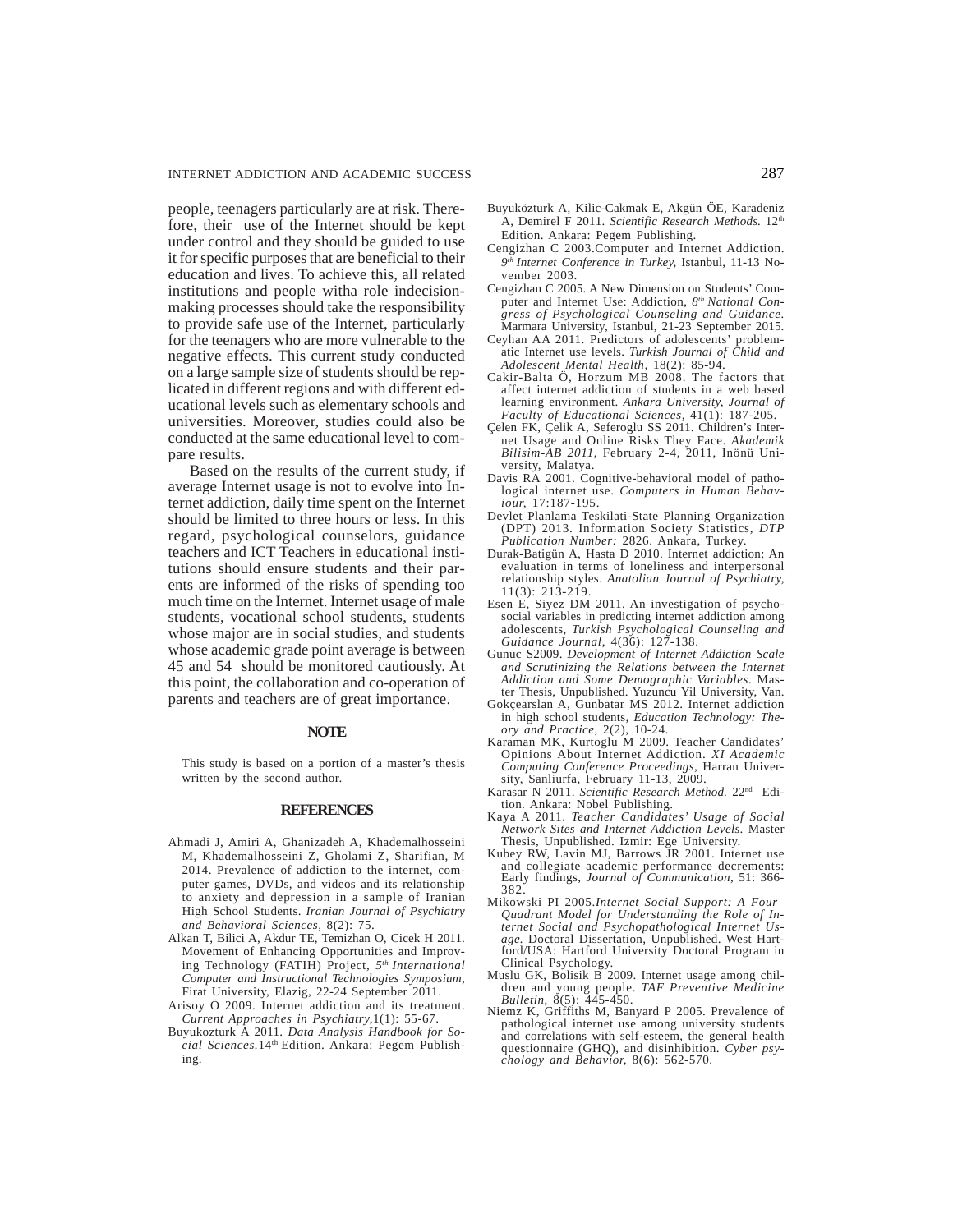people, teenagers particularly are at risk. Therefore, their use of the Internet should be kept under control and they should be guided to use it for specific purposes that are beneficial to their education and lives. To achieve this, all related institutions and people witha role indecision-making processes should take the responsibility to provide safe use of the Internet, particularly for the teenagers who are more vulnerable to the negative effects. This current study conducted on a large sample size of students should be replicated in different regions and with different educational levels such as elementary schools and universities. Moreover, studies could also be conducted at the same educational level to compare results.

Based on the results of the current study, if average Internet usage is not to evolve into Internet addiction, daily time spent on the Internet should be limited to three hours or less. In this regard, psychological counselors, guidance teachers and ICT Teachers in educational institutions should ensure students and their parents are informed of the risks of spending too much time on the Internet. Internet usage of male students, vocational school students, students whose major are in social studies, and students whose academic grade point average is between 45 and 54 should be monitored cautiously. At this point, the collaboration and co-operation of parents and teachers are of great importance.

## NOTE

This study is based on a portion of a master's thesis written by the second author.

## REFERENCES

Ahmadi J, Amiri A, Ghanizadeh A, Khademalhosseini M, Khademalhosseini Z, Gholami Z, Sharifian, M 2014. Prevalence of addiction to the internet, computer games, DVDs, and videos and its relationship to anxiety and depression in a sample of Iranian High School Students. *Iranian Journal of Psychiatry and Behavioral Sciences*, 8(2): 75.

Alkan T, Bilici A, Akdur TE, Temizhan O, Cicek H 2011. Movement of Enhancing Opportunities and Improving Technology (FATIH) Project, *5th International Computer and Instructional Technologies Symposium*, Firat University, Elazig, 22-24 September 2011.

Arisoy Ö 2009. Internet addiction and its treatment. *Current Approaches in Psychiatry*,1(1): 55-67.

Buyukozturk A 2011. *Data Analysis Handbook for Social Sciences.*14th Edition. Ankara: Pegem Publishing.

Buyuközturk A, Kilic-Cakmak E, Akgün ÖE, Karadeniz A, Demirel F 2011. *Scientific Research Methods.* 12th Edition. Ankara: Pegem Publishing.

Cengizhan C 2003.Computer and Internet Addiction. *9th Internet Conference in Turkey,* Istanbul, 11-13 November 2003.

Cengizhan C 2005. A New Dimension on Students' Computer and Internet Use: Addiction, *8th National Congress of Psychological Counseling and Guidance*. Marmara University, Istanbul, 21-23 September 2015.

Ceyhan AA 2011. Predictors of adolescents' problematic Internet use levels. *Turkish Journal of Child and Adolescent Mental Health*, 18(2): 85-94.

Cakir-Balta Ö, Horzum MB 2008. The factors that affect internet addiction of students in a web based learning environment. *Ankara University, Journal of Faculty of Educational Sciences,* 41(1): 187-205.

Çelen FK, Çelik A, Seferoglu SS 2011. Children's Internet Usage and Online Risks They Face. *Akademik Bilisim-AB 2011,* February 2-4, 2011, Inönü University, Malatya.

Davis RA 2001. Cognitive-behavioral model of pathological internet use. *Computers in Human Behaviour,* 17:187-195.

Devlet Planlama Teskilati-State Planning Organization (DPT) 2013. Information Society Statistics, *DTP Publication Number:* 2826. Ankara, Turkey.

Durak-Batigün A, Hasta D 2010. Internet addiction: An evaluation in terms of loneliness and interpersonal relationship styles. *Anatolian Journal of Psychiatry,* 11(3): 213-219.

Esen E, Siyez DM 2011. An investigation of psychosocial variables in predicting internet addiction among adolescents, *Turkish Psychological Counseling and Guidance Journal,* 4(36): 127-138.

Gunuc S2009. *Development of Internet Addiction Scale and Scrutinizing the Relations between the Internet Addiction and Some Demographic Variables*. Master Thesis, Unpublished. Yuzuncu Yil University, Van.

Gokçearslan A, Gunbatar MS 2012. Internet addiction in high school students, *Education Technology: Theory and Practice,* 2(2), 10-24.

Karaman MK, Kurtoglu M 2009. Teacher Candidates' Opinions About Internet Addiction. *XI Academic Computing Conference Proceedings*, Harran University, Sanliurfa, February 11-13, 2009.

Karasar N 2011. *Scientific Research Method.* 22nd Edition. Ankara: Nobel Publishing.

Kaya A 2011. *Teacher Candidates' Usage of Social Network Sites and Internet Addiction Levels.* Master Thesis, Unpublished. Izmir: Ege University.

Kubey RW, Lavin MJ, Barrows JR 2001. Internet use and collegiate academic performance decrements: Early findings, *Journal of Communication,* 51: 366-382.

Mikowski PI 2005.*Internet Social Support: A Four–Quadrant Model for Understanding the Role of Internet Social and Psychopathological Internet Usage.* Doctoral Dissertation, Unpublished. West Hartford/USA: Hartford University Doctoral Program in Clinical Psychology.

Muslu GK, Bolisik B 2009. Internet usage among children and young people. *TAF Preventive Medicine Bulletin,* 8(5): 445-450.

Niemz K, Griffiths M, Banyard P 2005. Prevalence of pathological internet use among university students and correlations with self-esteem, the general health questionnaire (GHQ), and disinhibition. *Cyber psychology and Behavior,* 8(6): 562-570.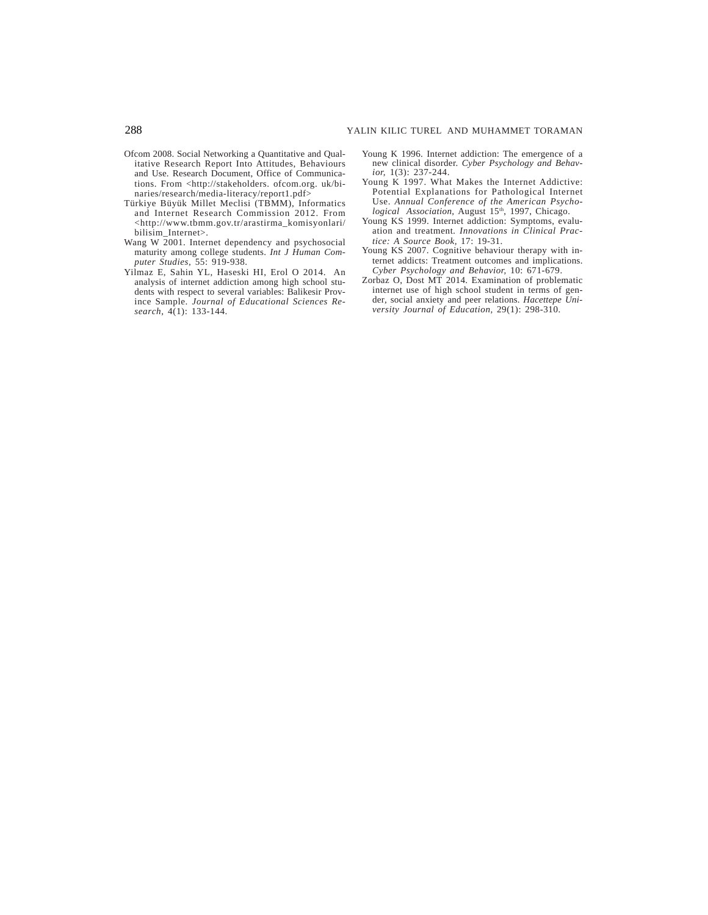Ofcom 2008. Social Networking a Quantitative and Qualitative Research Report Into Attitudes, Behaviours and Use. Research Document, Office of Communications. From <http://stakeholders. ofcom.org. uk/binaries/research/media-literacy/report1.pdf>

Türkiye Büyük Millet Meclisi (TBMM), Informatics and Internet Research Commission 2012. From <http://www.tbmm.gov.tr/arastirma_komisyonlari/bilisim_Internet>.

Wang W 2001. Internet dependency and psychosocial maturity among college students. *Int J Human Computer Studies,* 55: 919-938.

Yilmaz E, Sahin YL, Haseski HI, Erol O 2014. An analysis of internet addiction among high school students with respect to several variables: Balikesir Province Sample. *Journal of Educational Sciences Research,* 4(1): 133-144.

Young K 1996. Internet addiction: The emergence of a new clinical disorder. *Cyber Psychology and Behavior,* 1(3): 237-244.

Young K 1997. What Makes the Internet Addictive: Potential Explanations for Pathological Internet Use. *Annual Conference of the American Psychological Association,* August 15th, 1997, Chicago.

Young KS 1999. Internet addiction: Symptoms, evaluation and treatment. *Innovations in Clinical Practice: A Source Book,* 17: 19-31.

Young KS 2007. Cognitive behaviour therapy with internet addicts: Treatment outcomes and implications. *Cyber Psychology and Behavior,* 10: 671-679.

Zorbaz O, Dost MT 2014. Examination of problematic internet use of high school student in terms of gender, social anxiety and peer relations. *Hacettepe University Journal of Education,* 29(1): 298-310.